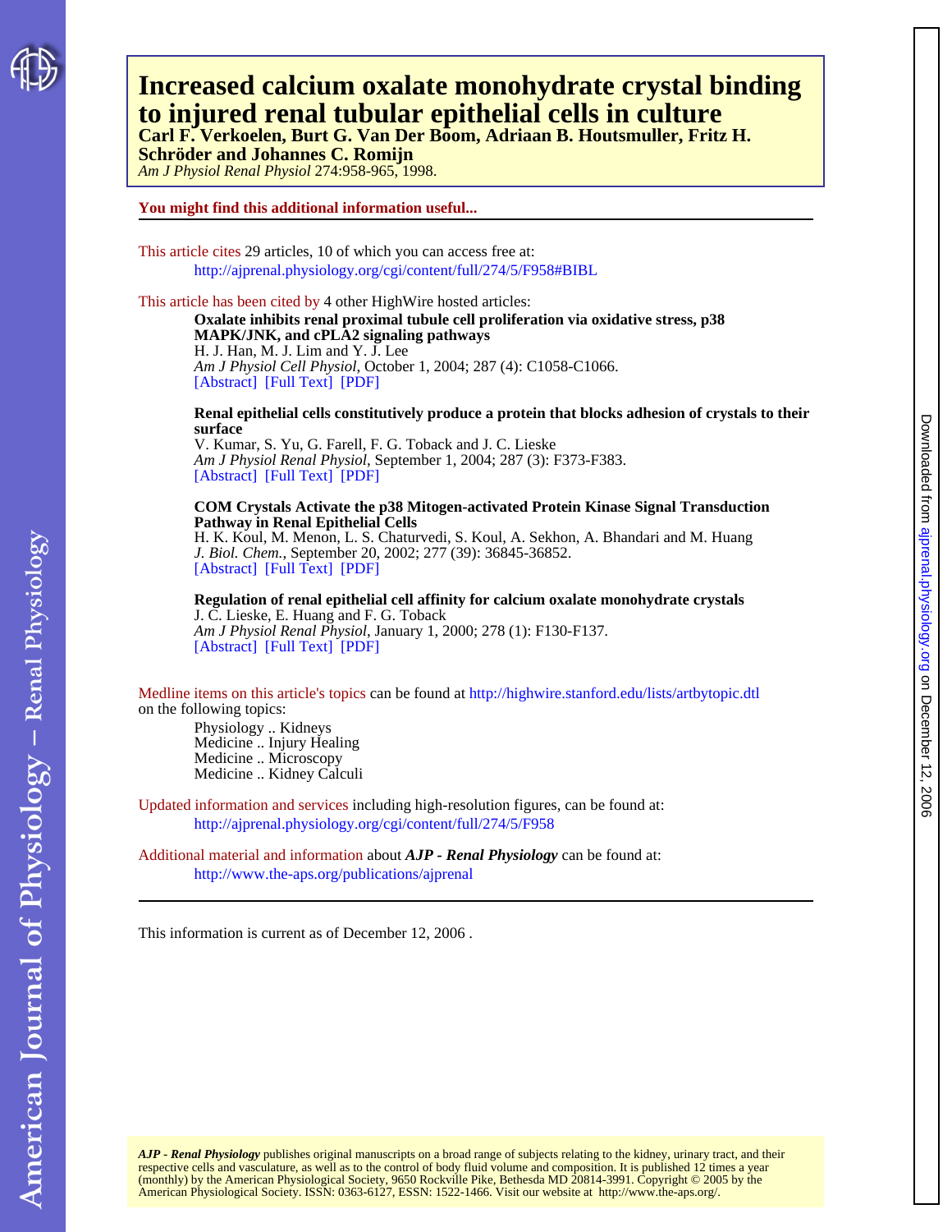# Increased calcium oxalate monohydrate crystal binding to injured renal tubular epithelial cells in culture

**Carl F. Verkoelen, Burt G. Van Der Boom, Adriaan B. Houtsmuller, Fritz H. Schröder and Johannes C. Romijn**

*Am J Physiol Renal Physiol* 274:958-965, 1998.

## You might find this additional information useful...

This article cites 29 articles, 10 of which you can access free at:
http://ajprenal.physiology.org/cgi/content/full/274/5/F958#BIBL

This article has been cited by 4 other HighWire hosted articles:

**Oxalate inhibits renal proximal tubule cell proliferation via oxidative stress, p38 MAPK/JNK, and cPLA2 signaling pathways**
H. J. Han, M. J. Lim and Y. J. Lee
*Am J Physiol Cell Physiol*, October 1, 2004; 287 (4): C1058-C1066.
[Abstract] [Full Text] [PDF]

**Renal epithelial cells constitutively produce a protein that blocks adhesion of crystals to their surface**
V. Kumar, S. Yu, G. Farell, F. G. Toback and J. C. Lieske
*Am J Physiol Renal Physiol*, September 1, 2004; 287 (3): F373-F383.
[Abstract] [Full Text] [PDF]

**COM Crystals Activate the p38 Mitogen-activated Protein Kinase Signal Transduction Pathway in Renal Epithelial Cells**
H. K. Koul, M. Menon, L. S. Chaturvedi, S. Koul, A. Sekhon, A. Bhandari and M. Huang
*J. Biol. Chem.*, September 20, 2002; 277 (39): 36845-36852.
[Abstract] [Full Text] [PDF]

**Regulation of renal epithelial cell affinity for calcium oxalate monohydrate crystals**
J. C. Lieske, E. Huang and F. G. Toback
*Am J Physiol Renal Physiol*, January 1, 2000; 278 (1): F130-F137.
[Abstract] [Full Text] [PDF]

Medline items on this article's topics can be found at http://highwire.stanford.edu/lists/artbytopic.dtl on the following topics:

- Physiology .. Kidneys
- Medicine .. Injury Healing
- Medicine .. Microscopy
- Medicine .. Kidney Calculi

Updated information and services including high-resolution figures, can be found at:
http://ajprenal.physiology.org/cgi/content/full/274/5/F958

Additional material and information about ***AJP - Renal Physiology*** can be found at:
http://www.the-aps.org/publications/ajprenal

This information is current as of December 12, 2006 .

***AJP - Renal Physiology*** publishes original manuscripts on a broad range of subjects relating to the kidney, urinary tract, and their respective cells and vasculature, as well as to the control of body fluid volume and composition. It is published 12 times a year (monthly) by the American Physiological Society, 9650 Rockville Pike, Bethesda MD 20814-3991. Copyright © 2005 by the American Physiological Society. ISSN: 0363-6127, ESSN: 1522-1466. Visit our website at http://www.the-aps.org/.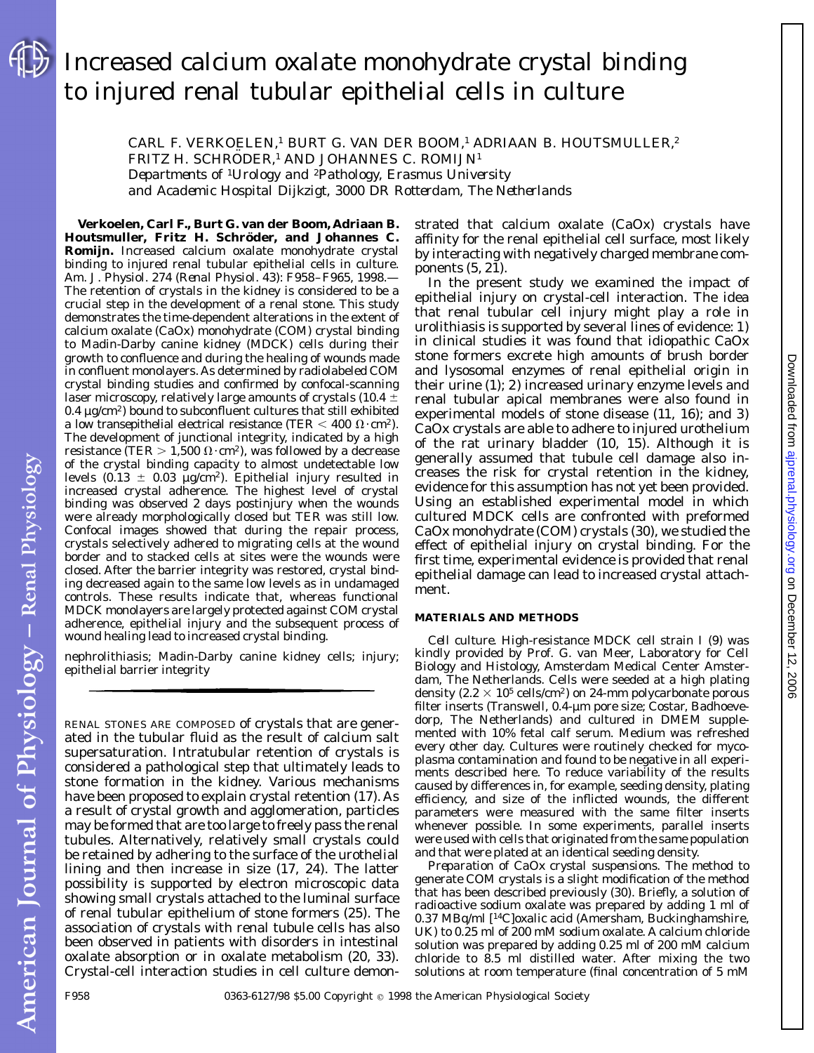# Increased calcium oxalate monohydrate crystal binding to injured renal tubular epithelial cells in culture

CARL F. VERKOELEN,[1] BURT G. VAN DER BOOM,[1] ADRIAAN B. HOUTSMULLER,[2] FRITZ H. SCHRÖDER,[1] AND JOHANNES C. ROMIJN[1]

*Departments of [1]Urology and [2]Pathology, Erasmus University and Academic Hospital Dijkzigt, 3000 DR Rotterdam, The Netherlands*

**Verkoelen, Carl F., Burt G. van der Boom, Adriaan B. Houtsmuller, Fritz H. Schröder, and Johannes C. Romijn.** Increased calcium oxalate monohydrate crystal binding to injured renal tubular epithelial cells in culture. *Am. J. Physiol.* 274 (*Renal Physiol.* 43): F958–F965, 1998.—The retention of crystals in the kidney is considered to be a crucial step in the development of a renal stone. This study demonstrates the time-dependent alterations in the extent of calcium oxalate (CaOx) monohydrate (COM) crystal binding to Madin-Darby canine kidney (MDCK) cells during their growth to confluence and during the healing of wounds made in confluent monolayers. As determined by radiolabeled COM crystal binding studies and confirmed by confocal-scanning laser microscopy, relatively large amounts of crystals (10.4 ± 0.4 µg/cm²) bound to subconfluent cultures that still exhibited a low transepithelial electrical resistance (TER < 400 Ω·cm²). The development of junctional integrity, indicated by a high resistance (TER > 1,500 Ω·cm²), was followed by a decrease of the crystal binding capacity to almost undetectable low levels (0.13 ± 0.03 µg/cm²). Epithelial injury resulted in increased crystal adherence. The highest level of crystal binding was observed 2 days postinjury when the wounds were already morphologically closed but TER was still low. Confocal images showed that during the repair process, crystals selectively adhered to migrating cells at the wound border and to stacked cells at sites were the wounds were closed. After the barrier integrity was restored, crystal binding decreased again to the same low levels as in undamaged controls. These results indicate that, whereas functional MDCK monolayers are largely protected against COM crystal adherence, epithelial injury and the subsequent process of wound healing lead to increased crystal binding.

nephrolithiasis; Madin-Darby canine kidney cells; injury; epithelial barrier integrity

---

RENAL STONES ARE COMPOSED of crystals that are generated in the tubular fluid as the result of calcium salt supersaturation. Intratubular retention of crystals is considered a pathological step that ultimately leads to stone formation in the kidney. Various mechanisms have been proposed to explain crystal retention (17). As a result of crystal growth and agglomeration, particles may be formed that are too large to freely pass the renal tubules. Alternatively, relatively small crystals could be retained by adhering to the surface of the urothelial lining and then increase in size (17, 24). The latter possibility is supported by electron microscopic data showing small crystals attached to the luminal surface of renal tubular epithelium of stone formers (25). The association of crystals with renal tubule cells has also been observed in patients with disorders in intestinal oxalate absorption or in oxalate metabolism (20, 33). Crystal-cell interaction studies in cell culture demonstrated that calcium oxalate (CaOx) crystals have affinity for the renal epithelial cell surface, most likely by interacting with negatively charged membrane components (5, 21).

In the present study we examined the impact of epithelial injury on crystal-cell interaction. The idea that renal tubular cell injury might play a role in urolithiasis is supported by several lines of evidence: *1*) in clinical studies it was found that idiopathic CaOx stone formers excrete high amounts of brush border and lysosomal enzymes of renal epithelial origin in their urine (1); *2*) increased urinary enzyme levels and renal tubular apical membranes were also found in experimental models of stone disease (11, 16); and *3*) CaOx crystals are able to adhere to injured urothelium of the rat urinary bladder (10, 15). Although it is generally assumed that tubule cell damage also increases the risk for crystal retention in the kidney, evidence for this assumption has not yet been provided. Using an established experimental model in which cultured MDCK cells are confronted with preformed CaOx monohydrate (COM) crystals (30), we studied the effect of epithelial injury on crystal binding. For the first time, experimental evidence is provided that renal epithelial damage can lead to increased crystal attachment.

## MATERIALS AND METHODS

*Cell culture.* High-resistance MDCK cell strain I (9) was kindly provided by Prof. G. van Meer, Laboratory for Cell Biology and Histology, Amsterdam Medical Center Amsterdam, The Netherlands. Cells were seeded at a high plating density ($2.2 \times 10^5$ cells/cm²) on 24-mm polycarbonate porous filter inserts (Transwell, 0.4-µm pore size; Costar, Badhoevedorp, The Netherlands) and cultured in DMEM supplemented with 10% fetal calf serum. Medium was refreshed every other day. Cultures were routinely checked for mycoplasma contamination and found to be negative in all experiments described here. To reduce variability of the results caused by differences in, for example, seeding density, plating efficiency, and size of the inflicted wounds, the different parameters were measured with the same filter inserts whenever possible. In some experiments, parallel inserts were used with cells that originated from the same population and that were plated at an identical seeding density.

*Preparation of CaOx crystal suspensions.* The method to generate COM crystals is a slight modification of the method that has been described previously (30). Briefly, a solution of radioactive sodium oxalate was prepared by adding 1 ml of 0.37 MBq/ml [$^{14}$C]oxalic acid (Amersham, Buckinghamshire, UK) to 0.25 ml of 200 mM sodium oxalate. A calcium chloride solution was prepared by adding 0.25 ml of 200 mM calcium chloride to 8.5 ml distilled water. After mixing the two solutions at room temperature (final concentration of 5 mM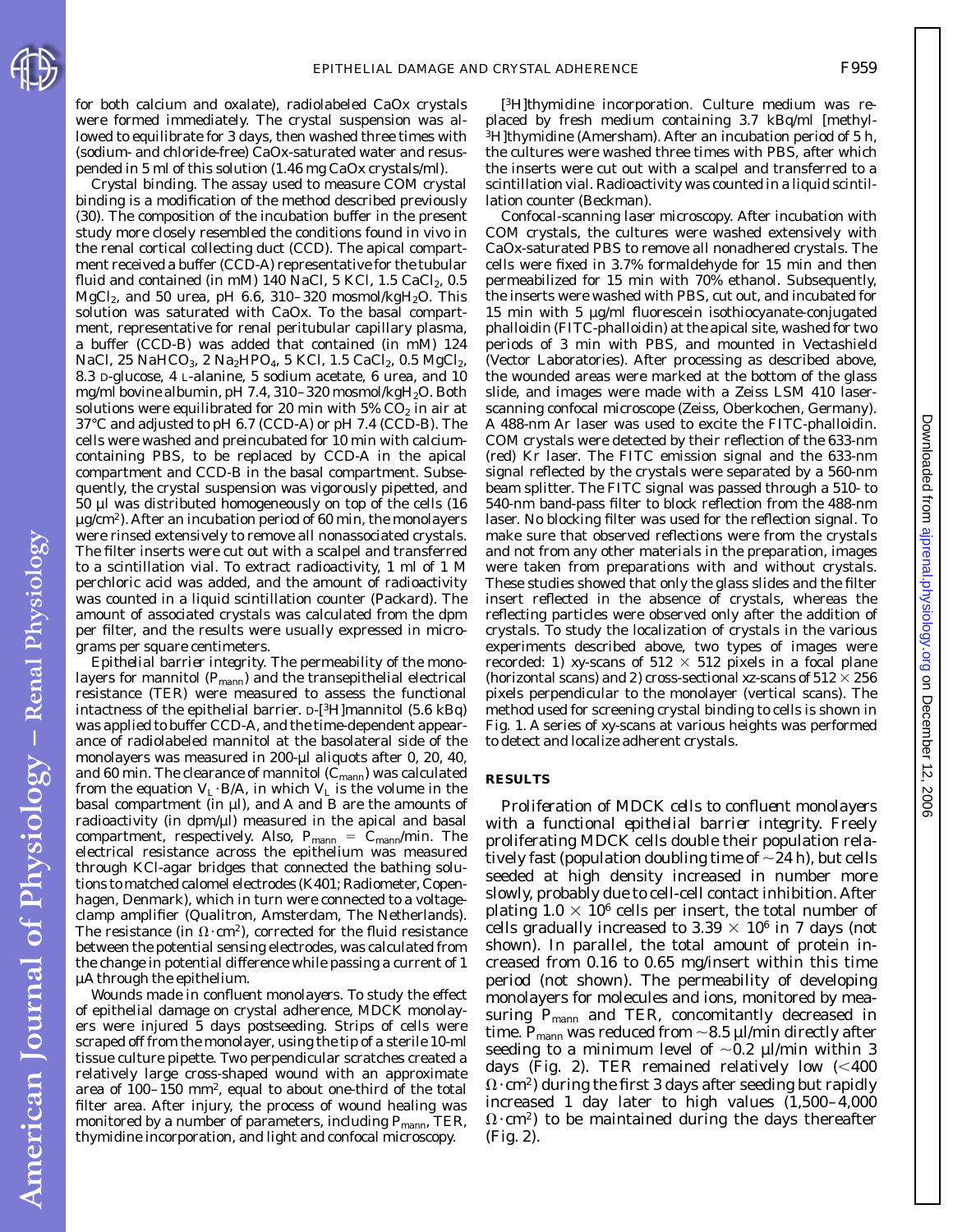for both calcium and oxalate), radiolabeled CaOx crystals were formed immediately. The crystal suspension was allowed to equilibrate for 3 days, then washed three times with (sodium- and chloride-free) CaOx-saturated water and resuspended in 5 ml of this solution (1.46 mg CaOx crystals/ml).

*Crystal binding.* The assay used to measure COM crystal binding is a modification of the method described previously (30). The composition of the incubation buffer in the present study more closely resembled the conditions found in vivo in the renal cortical collecting duct (CCD). The apical compartment received a buffer (CCD-A) representative for the tubular fluid and contained (in mM) 140 NaCl, 5 KCl, 1.5 $CaCl_2$, 0.5 $MgCl_2$, and 50 urea, pH 6.6, 310–320 mosmol/kg$H_2O$. This solution was saturated with CaOx. To the basal compartment, representative for renal peritubular capillary plasma, a buffer (CCD-B) was added that contained (in mM) 124 NaCl, 25 $NaHCO_3$, 2 $Na_2HPO_4$, 5 KCl, 1.5 $CaCl_2$, 0.5 $MgCl_2$, 8.3 D-glucose, 4 L-alanine, 5 sodium acetate, 6 urea, and 10 mg/ml bovine albumin, pH 7.4, 310–320 mosmol/kg$H_2O$. Both solutions were equilibrated for 20 min with 5% $CO_2$ in air at 37°C and adjusted to pH 6.7 (CCD-A) or pH 7.4 (CCD-B). The cells were washed and preincubated for 10 min with calcium-containing PBS, to be replaced by CCD-A in the apical compartment and CCD-B in the basal compartment. Subsequently, the crystal suspension was vigorously pipetted, and 50 µl was distributed homogeneously on top of the cells (16 µg/cm²). After an incubation period of 60 min, the monolayers were rinsed extensively to remove all nonassociated crystals. The filter inserts were cut out with a scalpel and transferred to a scintillation vial. To extract radioactivity, 1 ml of 1 M perchloric acid was added, and the amount of radioactivity was counted in a liquid scintillation counter (Packard). The amount of associated crystals was calculated from the dpm per filter, and the results were usually expressed in micrograms per square centimeters.

*Epithelial barrier integrity.* The permeability of the monolayers for mannitol ($P_{mann}$) and the transepithelial electrical resistance (TER) were measured to assess the functional intactness of the epithelial barrier. D-[³H]mannitol (5.6 kBq) was applied to buffer CCD-A, and the time-dependent appearance of radiolabeled mannitol at the basolateral side of the monolayers was measured in 200-µl aliquots after 0, 20, 40, and 60 min. The clearance of mannitol ($C_{mann}$) was calculated from the equation $V_L \cdot B/A$, in which $V_L$ is the volume in the basal compartment (in µl), and A and B are the amounts of radioactivity (in dpm/µl) measured in the apical and basal compartment, respectively. Also, $P_{mann} = C_{mann}$/min. The electrical resistance across the epithelium was measured through KCl-agar bridges that connected the bathing solutions to matched calomel electrodes (K401; Radiometer, Copenhagen, Denmark), which in turn were connected to a voltage-clamp amplifier (Qualitron, Amsterdam, The Netherlands). The resistance (in $\Omega \cdot cm^2$), corrected for the fluid resistance between the potential sensing electrodes, was calculated from the change in potential difference while passing a current of 1 µA through the epithelium.

*Wounds made in confluent monolayers.* To study the effect of epithelial damage on crystal adherence, MDCK monolayers were injured 5 days postseeding. Strips of cells were scraped off from the monolayer, using the tip of a sterile 10-ml tissue culture pipette. Two perpendicular scratches created a relatively large cross-shaped wound with an approximate area of 100–150 mm², equal to about one-third of the total filter area. After injury, the process of wound healing was monitored by a number of parameters, including $P_{mann}$, TER, thymidine incorporation, and light and confocal microscopy.

*[³H]thymidine incorporation.* Culture medium was replaced by fresh medium containing 3.7 kBq/ml [methyl-³H]thymidine (Amersham). After an incubation period of 5 h, the cultures were washed three times with PBS, after which the inserts were cut out with a scalpel and transferred to a scintillation vial. Radioactivity was counted in a liquid scintillation counter (Beckman).

*Confocal-scanning laser microscopy.* After incubation with COM crystals, the cultures were washed extensively with CaOx-saturated PBS to remove all nonadhered crystals. The cells were fixed in 3.7% formaldehyde for 15 min and then permeabilized for 15 min with 70% ethanol. Subsequently, the inserts were washed with PBS, cut out, and incubated for 15 min with 5 µg/ml fluorescein isothiocyanate-conjugated phalloidin (FITC-phalloidin) at the apical site, washed for two periods of 3 min with PBS, and mounted in Vectashield (Vector Laboratories). After processing as described above, the wounded areas were marked at the bottom of the glass slide, and images were made with a Zeiss LSM 410 laser-scanning confocal microscope (Zeiss, Oberkochen, Germany). A 488-nm Ar laser was used to excite the FITC-phalloidin. COM crystals were detected by their reflection of the 633-nm (red) Kr laser. The FITC emission signal and the 633-nm signal reflected by the crystals were separated by a 560-nm beam splitter. The FITC signal was passed through a 510- to 540-nm band-pass filter to block reflection from the 488-nm laser. No blocking filter was used for the reflection signal. To make sure that observed reflections were from the crystals and not from any other materials in the preparation, images were taken from preparations with and without crystals. These studies showed that only the glass slides and the filter insert reflected in the absence of crystals, whereas the reflecting particles were observed only after the addition of crystals. To study the localization of crystals in the various experiments described above, two types of images were recorded: *1*) xy-scans of 512 × 512 pixels in a focal plane (horizontal scans) and *2*) cross-sectional xz-scans of 512 × 256 pixels perpendicular to the monolayer (vertical scans). The method used for screening crystal binding to cells is shown in Fig. 1. A series of xy-scans at various heights was performed to detect and localize adherent crystals.

## RESULTS

*Proliferation of MDCK cells to confluent monolayers with a functional epithelial barrier integrity.* Freely proliferating MDCK cells double their population relatively fast (population doubling time of ~24 h), but cells seeded at high density increased in number more slowly, probably due to cell-cell contact inhibition. After plating $1.0 \times 10^6$ cells per insert, the total number of cells gradually increased to $3.39 \times 10^6$ in 7 days (not shown). In parallel, the total amount of protein increased from 0.16 to 0.65 mg/insert within this time period (not shown). The permeability of developing monolayers for molecules and ions, monitored by measuring $P_{mann}$ and TER, concomitantly decreased in time. $P_{mann}$ was reduced from ~8.5 µl/min directly after seeding to a minimum level of ~0.2 µl/min within 3 days (Fig. 2). TER remained relatively low (<400 $\Omega \cdot cm^2$) during the first 3 days after seeding but rapidly increased 1 day later to high values (1,500–4,000 $\Omega \cdot cm^2$) to be maintained during the days thereafter (Fig. 2).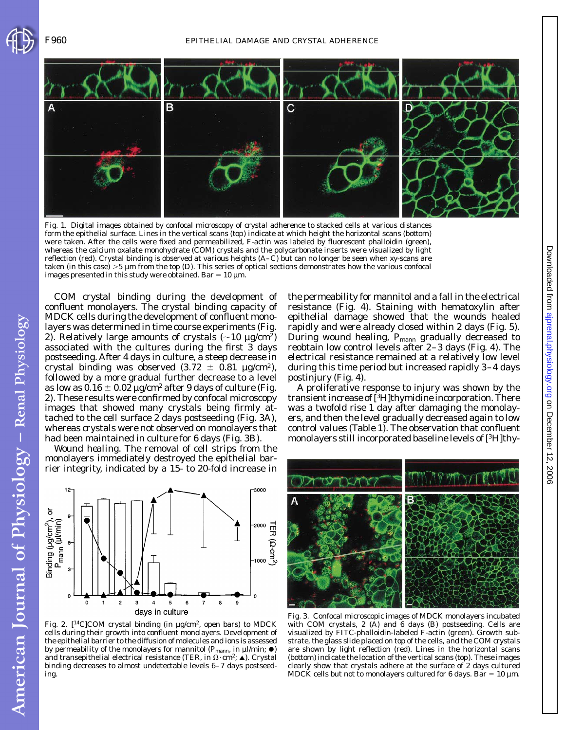Fig. 1. Digital images obtained by confocal microscopy of crystal adherence to stacked cells at various distances form the epithelial surface. Lines in the vertical scans (top) indicate at which height the horizontal scans (bottom) were taken. After the cells were fixed and permeabilized, F-actin was labeled by fluorescent phalloidin (green), whereas the calcium oxalate monohydrate (COM) crystals and the polycarbonate inserts were visualized by light reflection (red). Crystal binding is observed at various heights (A–C) but can no longer be seen when xy-scans are taken (in this case) >5 µm from the top (D). This series of optical sections demonstrates how the various confocal images presented in this study were obtained. Bar = 10 µm.

*COM crystal binding during the development of confluent monolayers.* The crystal binding capacity of MDCK cells during the development of confluent monolayers was determined in time course experiments (Fig. 2). Relatively large amounts of crystals (~10 µg/cm$^2$) associated with the cultures during the first 3 days postseeding. After 4 days in culture, a steep decrease in crystal binding was observed (3.72 ± 0.81 µg/cm$^2$), followed by a more gradual further decrease to a level as low as 0.16 ± 0.02 µg/cm$^2$ after 9 days of culture (Fig. 2). These results were confirmed by confocal microscopy images that showed many crystals being firmly attached to the cell surface 2 days postseeding (Fig. 3A), whereas crystals were not observed on monolayers that had been maintained in culture for 6 days (Fig. 3B).

*Wound healing.* The removal of cell strips from the monolayers immediately destroyed the epithelial barrier integrity, indicated by a 15- to 20-fold increase in the permeability for mannitol and a fall in the electrical resistance (Fig. 4). Staining with hematoxylin after epithelial damage showed that the wounds healed rapidly and were already closed within 2 days (Fig. 5). During wound healing, $P_{mann}$ gradually decreased to reobtain low control levels after 2–3 days (Fig. 4). The electrical resistance remained at a relatively low level during this time period but increased rapidly 3–4 days postinjury (Fig. 4).

A proliferative response to injury was shown by the transient increase of [$^3$H]thymidine incorporation. There was a twofold rise 1 day after damaging the monolayers, and then the level gradually decreased again to low control values (Table 1). The observation that confluent monolayers still incorporated baseline levels of [$^3$H]thy-

Fig. 2. [$^{14}$C]COM crystal binding (in µg/cm$^2$, open bars) to MDCK cells during their growth into confluent monolayers. Development of the epithelial barrier to the diffusion of molecules and ions is assessed by permeability of the monolayers for mannitol ($P_{mann}$, in µl/min; ●) and transepithelial electrical resistance (TER, in $\Omega \cdot cm^2$; ▲). Crystal binding decreases to almost undetectable levels 6–7 days postseeding.

Fig. 3. Confocal microscopic images of MDCK monolayers incubated with COM crystals, 2 (A) and 6 days (B) postseeding. Cells are visualized by FITC-phalloidin-labeled F-actin (green). Growth substrate, the glass slide placed on top of the cells, and the COM crystals are shown by light reflection (red). Lines in the horizontal scans (bottom) indicate the location of the vertical scans (top). These images clearly show that crystals adhere at the surface of 2 days cultured MDCK cells but not to monolayers cultured for 6 days. Bar = 10 µm.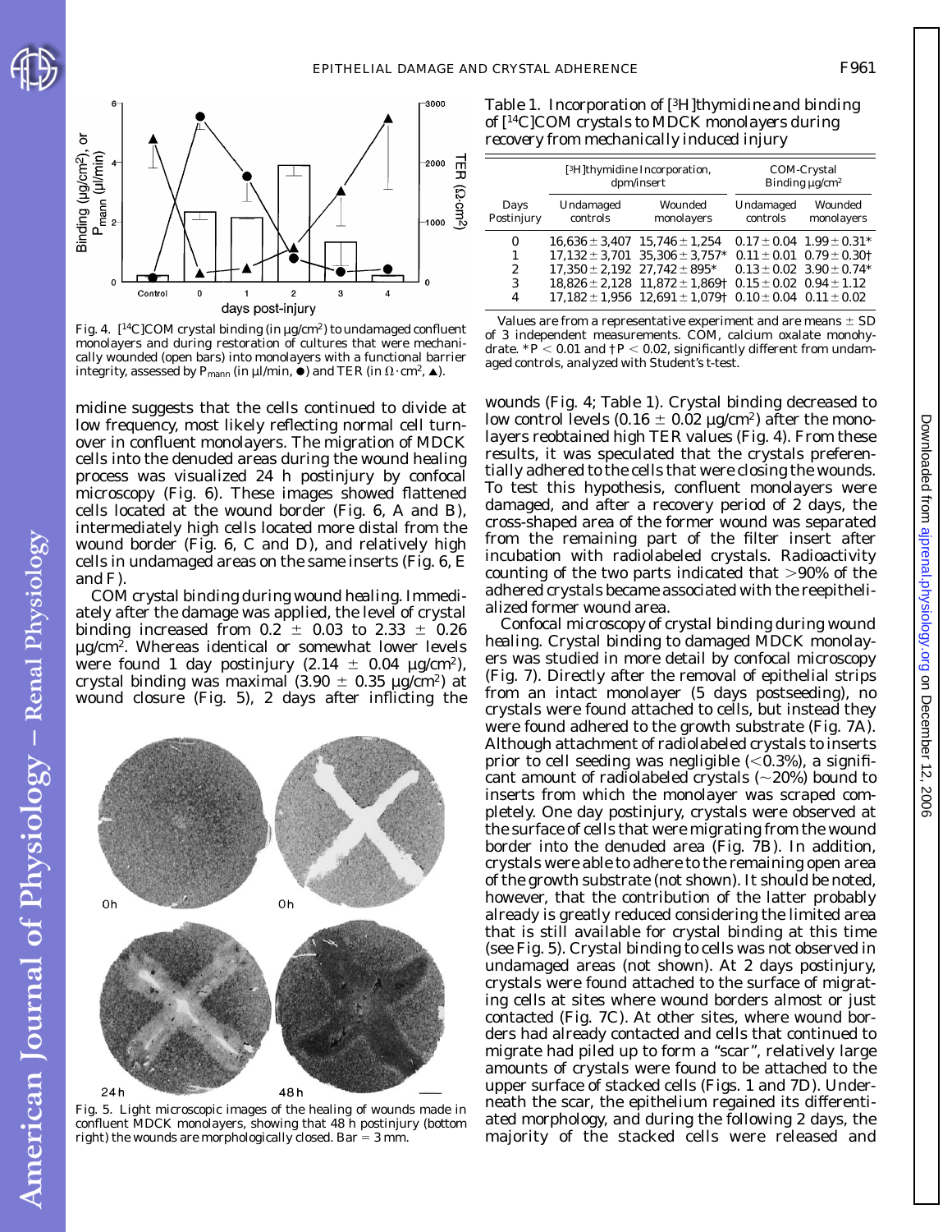Fig. 4. [14C]COM crystal binding (in µg/cm²) to undamaged confluent monolayers and during restoration of cultures that were mechanically wounded (open bars) into monolayers with a functional barrier integrity, assessed by $P_{mann}$ (in µl/min, ●) and TER (in Ω·cm², ▲).

midine suggests that the cells continued to divide at low frequency, most likely reflecting normal cell turnover in confluent monolayers. The migration of MDCK cells into the denuded areas during the wound healing process was visualized 24 h postinjury by confocal microscopy (Fig. 6). These images showed flattened cells located at the wound border (Fig. 6, *A* and *B*), intermediately high cells located more distal from the wound border (Fig. 6, *C* and *D*), and relatively high cells in undamaged areas on the same inserts (Fig. 6, *E* and *F*).

*COM crystal binding during wound healing.* Immediately after the damage was applied, the level of crystal binding increased from 0.2 ± 0.03 to 2.33 ± 0.26 µg/cm². Whereas identical or somewhat lower levels were found 1 day postinjury (2.14 ± 0.04 µg/cm²), crystal binding was maximal (3.90 ± 0.35 µg/cm²) at wound closure (Fig. 5), 2 days after inflicting the

Fig. 5. Light microscopic images of the healing of wounds made in confluent MDCK monolayers, showing that 48 h postinjury (bottom right) the wounds are morphologically closed. Bar = 3 mm.

Table 1. *Incorporation of [3H]thymidine and binding of [14C]COM crystals to MDCK monolayers during recovery from mechanically induced injury*

| | [3H]thymidine Incorporation, dpm/insert | | COM-Crystal Binding µg/cm² | |
|---|---|---|---|---|
| Days Postinjury | Undamaged controls | Wounded monolayers | Undamaged controls | Wounded monolayers |
| 0 | 16,636 ± 3,407 | 15,746 ± 1,254 | 0.17 ± 0.04 | 1.99 ± 0.31* |
| 1 | 17,132 ± 3,701 | 35,306 ± 3,757* | 0.11 ± 0.01 | 0.79 ± 0.30† |
| 2 | 17,350 ± 2,192 | 27,742 ± 895* | 0.13 ± 0.02 | 3.90 ± 0.74* |
| 3 | 18,826 ± 2,128 | 11,872 ± 1,869† | 0.15 ± 0.02 | 0.94 ± 1.12 |
| 4 | 17,182 ± 1,956 | 12,691 ± 1,079† | 0.10 ± 0.04 | 0.11 ± 0.02 |

Values are from a representative experiment and are means ± SD of 3 independent measurements. COM, calcium oxalate monohydrate. $*P < 0.01$ and $†P < 0.02$, significantly different from undamaged controls, analyzed with Student's *t*-test.

wounds (Fig. 4; Table 1). Crystal binding decreased to low control levels (0.16 ± 0.02 µg/cm²) after the monolayers reobtained high TER values (Fig. 4). From these results, it was speculated that the crystals preferentially adhered to the cells that were closing the wounds. To test this hypothesis, confluent monolayers were damaged, and after a recovery period of 2 days, the cross-shaped area of the former wound was separated from the remaining part of the filter insert after incubation with radiolabeled crystals. Radioactivity counting of the two parts indicated that >90% of the adhered crystals became associated with the reepithelialized former wound area.

*Confocal microscopy of crystal binding during wound healing.* Crystal binding to damaged MDCK monolayers was studied in more detail by confocal microscopy (Fig. 7). Directly after the removal of epithelial strips from an intact monolayer (5 days postseeding), no crystals were found attached to cells, but instead they were found adhered to the growth substrate (Fig. 7A). Although attachment of radiolabeled crystals to inserts prior to cell seeding was negligible (<0.3%), a significant amount of radiolabeled crystals (~20%) bound to inserts from which the monolayer was scraped completely. One day postinjury, crystals were observed at the surface of cells that were migrating from the wound border into the denuded area (Fig. 7B). In addition, crystals were able to adhere to the remaining open area of the growth substrate (not shown). It should be noted, however, that the contribution of the latter probably already is greatly reduced considering the limited area that is still available for crystal binding at this time (see Fig. 5). Crystal binding to cells was not observed in undamaged areas (not shown). At 2 days postinjury, crystals were found attached to the surface of migrating cells at sites where wound borders almost or just contacted (Fig. 7C). At other sites, where wound borders had already contacted and cells that continued to migrate had piled up to form a "scar", relatively large amounts of crystals were found to be attached to the upper surface of stacked cells (Figs. 1 and 7D). Underneath the scar, the epithelium regained its differentiated morphology, and during the following 2 days, the majority of the stacked cells were released and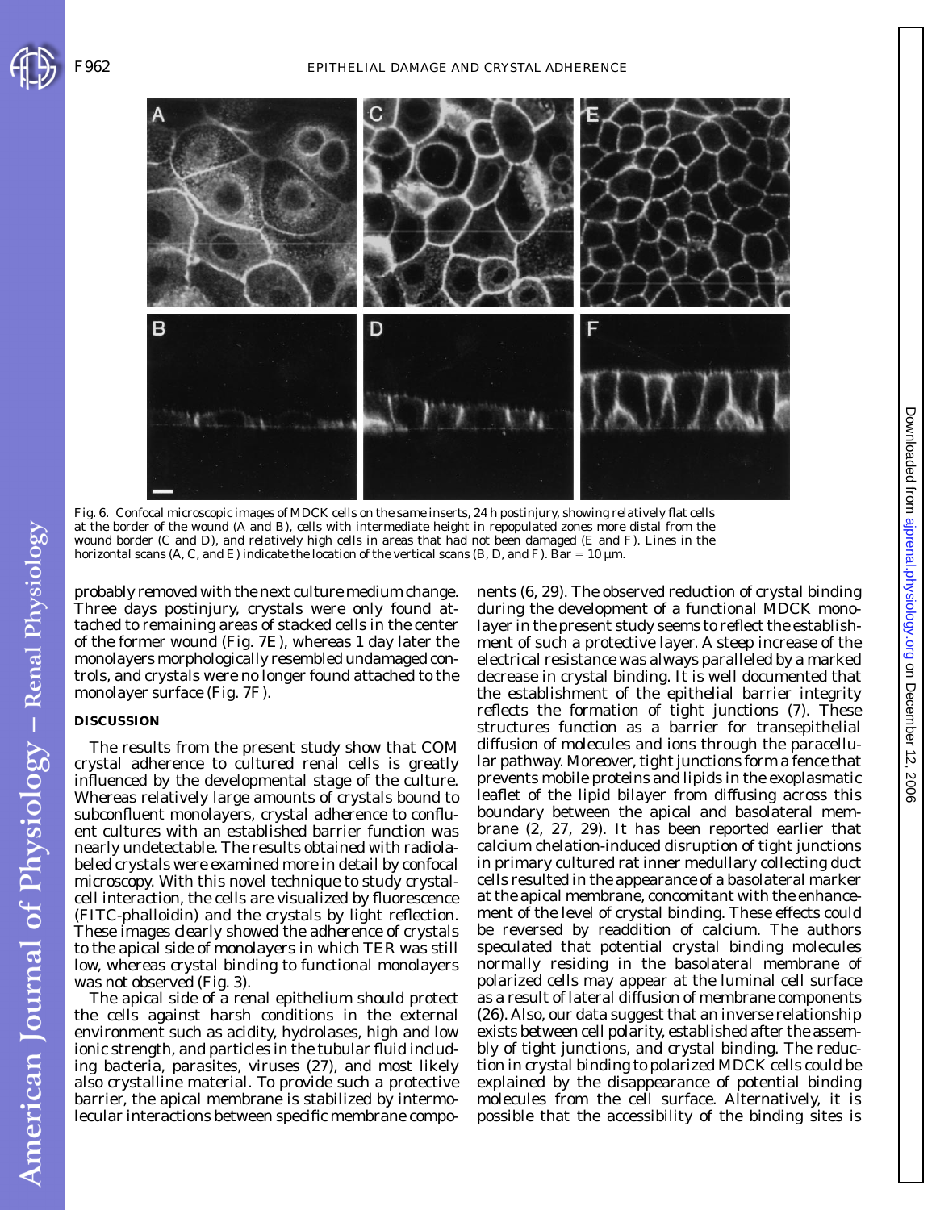Fig. 6. Confocal microscopic images of MDCK cells on the same inserts, 24 h postinjury, showing relatively flat cells at the border of the wound (A and B), cells with intermediate height in repopulated zones more distal from the wound border (C and D), and relatively high cells in areas that had not been damaged (E and F). Lines in the horizontal scans (A, C, and E) indicate the location of the vertical scans (B, D, and F). Bar = 10 μm.

probably removed with the next culture medium change. Three days postinjury, crystals were only found attached to remaining areas of stacked cells in the center of the former wound (Fig. 7E), whereas 1 day later the monolayers morphologically resembled undamaged controls, and crystals were no longer found attached to the monolayer surface (Fig. 7F).

## DISCUSSION

The results from the present study show that COM crystal adherence to cultured renal cells is greatly influenced by the developmental stage of the culture. Whereas relatively large amounts of crystals bound to subconfluent monolayers, crystal adherence to confluent cultures with an established barrier function was nearly undetectable. The results obtained with radiolabeled crystals were examined more in detail by confocal microscopy. With this novel technique to study crystal-cell interaction, the cells are visualized by fluorescence (FITC-phalloidin) and the crystals by light reflection. These images clearly showed the adherence of crystals to the apical side of monolayers in which TER was still low, whereas crystal binding to functional monolayers was not observed (Fig. 3).

The apical side of a renal epithelium should protect the cells against harsh conditions in the external environment such as acidity, hydrolases, high and low ionic strength, and particles in the tubular fluid including bacteria, parasites, viruses (27), and most likely also crystalline material. To provide such a protective barrier, the apical membrane is stabilized by intermolecular interactions between specific membrane components (6, 29). The observed reduction of crystal binding during the development of a functional MDCK monolayer in the present study seems to reflect the establishment of such a protective layer. A steep increase of the electrical resistance was always paralleled by a marked decrease in crystal binding. It is well documented that the establishment of the epithelial barrier integrity reflects the formation of tight junctions (7). These structures function as a barrier for transepithelial diffusion of molecules and ions through the paracellular pathway. Moreover, tight junctions form a fence that prevents mobile proteins and lipids in the exoplasmatic leaflet of the lipid bilayer from diffusing across this boundary between the apical and basolateral membrane (2, 27, 29). It has been reported earlier that calcium chelation-induced disruption of tight junctions in primary cultured rat inner medullary collecting duct cells resulted in the appearance of a basolateral marker at the apical membrane, concomitant with the enhancement of the level of crystal binding. These effects could be reversed by readdition of calcium. The authors speculated that potential crystal binding molecules normally residing in the basolateral membrane of polarized cells may appear at the luminal cell surface as a result of lateral diffusion of membrane components (26). Also, our data suggest that an inverse relationship exists between cell polarity, established after the assembly of tight junctions, and crystal binding. The reduction in crystal binding to polarized MDCK cells could be explained by the disappearance of potential binding molecules from the cell surface. Alternatively, it is possible that the accessibility of the binding sites is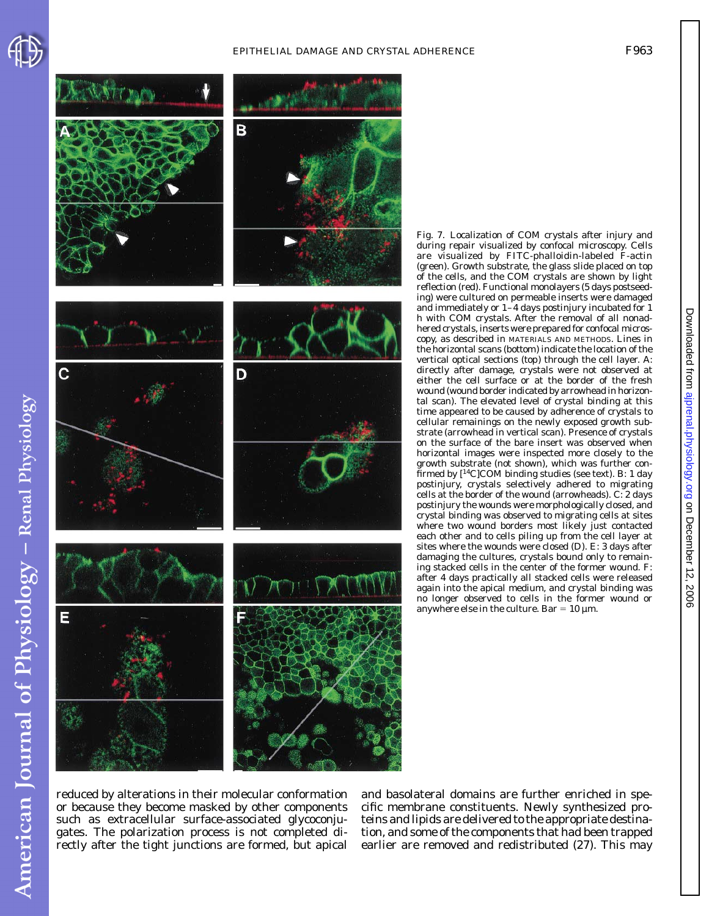Fig. 7. Localization of COM crystals after injury and during repair visualized by confocal microscopy. Cells are visualized by FITC-phalloidin-labeled F-actin (green). Growth substrate, the glass slide placed on top of the cells, and the COM crystals are shown by light reflection (red). Functional monolayers (5 days postseeding) were cultured on permeable inserts were damaged and immediately or 1–4 days postinjury incubated for 1 h with COM crystals. After the removal of all nonadhered crystals, inserts were prepared for confocal microscopy, as described in MATERIALS AND METHODS. Lines in the horizontal scans (bottom) indicate the location of the vertical optical sections (top) through the cell layer. *A*: directly after damage, crystals were not observed at either the cell surface or at the border of the fresh wound (wound border indicated by arrowhead in horizontal scan). The elevated level of crystal binding at this time appeared to be caused by adherence of crystals to cellular remainings on the newly exposed growth substrate (arrowhead in vertical scan). Presence of crystals on the surface of the bare insert was observed when horizontal images were inspected more closely to the growth substrate (not shown), which was further confirmed by [$^{14}$C]COM binding studies (see text). *B*: 1 day postinjury, crystals selectively adhered to migrating cells at the border of the wound (arrowheads). *C*: 2 days postinjury the wounds were morphologically closed, and crystal binding was observed to migrating cells at sites where two wound borders most likely just contacted each other and to cells piling up from the cell layer at sites where the wounds were closed (*D*). *E*: 3 days after damaging the cultures, crystals bound only to remaining stacked cells in the center of the former wound. *F*: after 4 days practically all stacked cells were released again into the apical medium, and crystal binding was no longer observed to cells in the former wound or anywhere else in the culture. Bar = 10 μm.

reduced by alterations in their molecular conformation or because they become masked by other components such as extracellular surface-associated glycoconjugates. The polarization process is not completed directly after the tight junctions are formed, but apical and basolateral domains are further enriched in specific membrane constituents. Newly synthesized proteins and lipids are delivered to the appropriate destination, and some of the components that had been trapped earlier are removed and redistributed (27). This may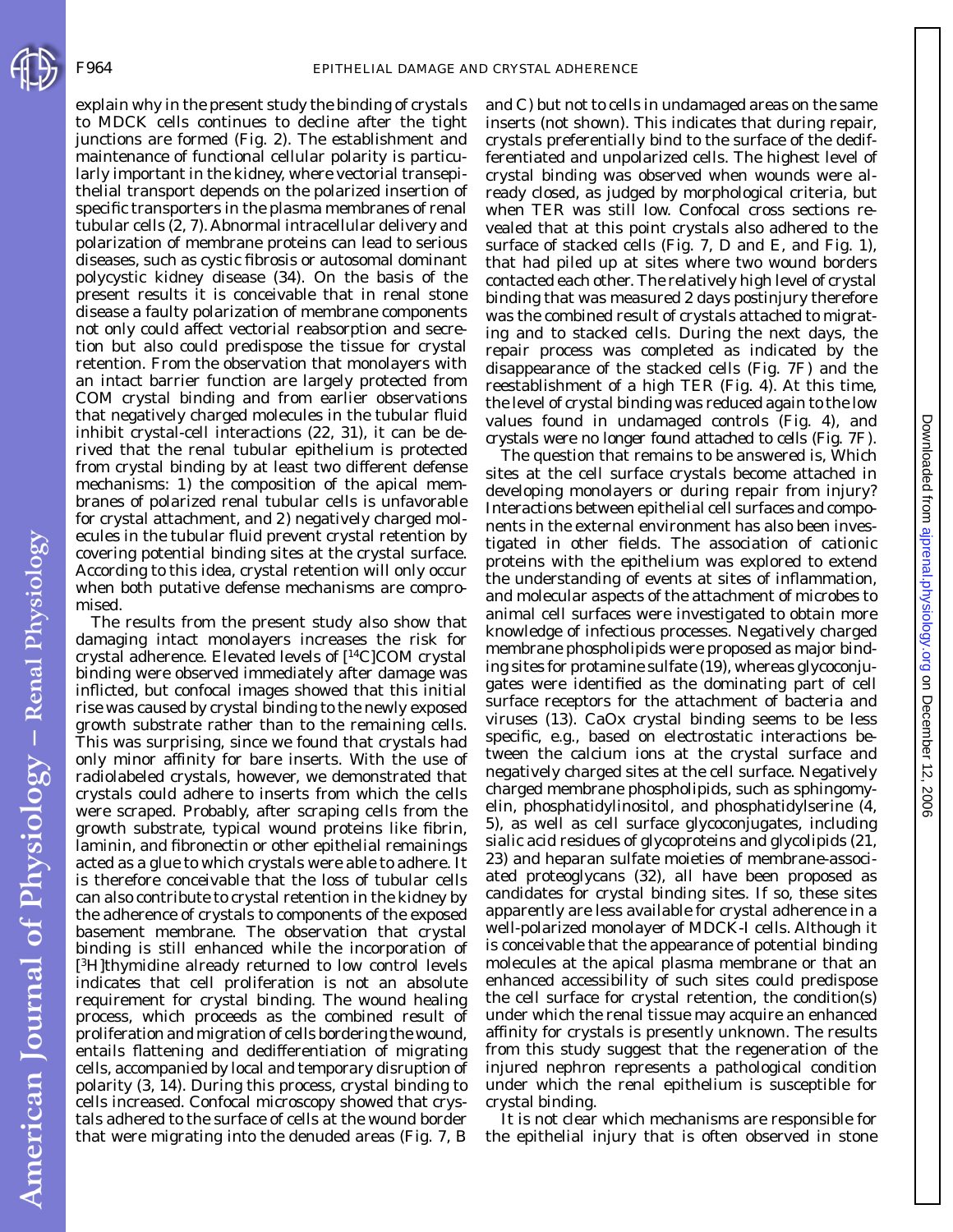explain why in the present study the binding of crystals to MDCK cells continues to decline after the tight junctions are formed (Fig. 2). The establishment and maintenance of functional cellular polarity is particularly important in the kidney, where vectorial transepithelial transport depends on the polarized insertion of specific transporters in the plasma membranes of renal tubular cells (2, 7). Abnormal intracellular delivery and polarization of membrane proteins can lead to serious diseases, such as cystic fibrosis or autosomal dominant polycystic kidney disease (34). On the basis of the present results it is conceivable that in renal stone disease a faulty polarization of membrane components not only could affect vectorial reabsorption and secretion but also could predispose the tissue for crystal retention. From the observation that monolayers with an intact barrier function are largely protected from COM crystal binding and from earlier observations that negatively charged molecules in the tubular fluid inhibit crystal-cell interactions (22, 31), it can be derived that the renal tubular epithelium is protected from crystal binding by at least two different defense mechanisms: 1) the composition of the apical membranes of polarized renal tubular cells is unfavorable for crystal attachment, and 2) negatively charged molecules in the tubular fluid prevent crystal retention by covering potential binding sites at the crystal surface. According to this idea, crystal retention will only occur when both putative defense mechanisms are compromised.

The results from the present study also show that damaging intact monolayers increases the risk for crystal adherence. Elevated levels of [$^{14}$C]COM crystal binding were observed immediately after damage was inflicted, but confocal images showed that this initial rise was caused by crystal binding to the newly exposed growth substrate rather than to the remaining cells. This was surprising, since we found that crystals had only minor affinity for bare inserts. With the use of radiolabeled crystals, however, we demonstrated that crystals could adhere to inserts from which the cells were scraped. Probably, after scraping cells from the growth substrate, typical wound proteins like fibrin, laminin, and fibronectin or other epithelial remainings acted as a glue to which crystals were able to adhere. It is therefore conceivable that the loss of tubular cells can also contribute to crystal retention in the kidney by the adherence of crystals to components of the exposed basement membrane. The observation that crystal binding is still enhanced while the incorporation of [$^{3}$H]thymidine already returned to low control levels indicates that cell proliferation is not an absolute requirement for crystal binding. The wound healing process, which proceeds as the combined result of proliferation and migration of cells bordering the wound, entails flattening and dedifferentiation of migrating cells, accompanied by local and temporary disruption of polarity (3, 14). During this process, crystal binding to cells increased. Confocal microscopy showed that crystals adhered to the surface of cells at the wound border that were migrating into the denuded areas (Fig. 7, B and C) but not to cells in undamaged areas on the same inserts (not shown). This indicates that during repair, crystals preferentially bind to the surface of the dedifferentiated and unpolarized cells. The highest level of crystal binding was observed when wounds were already closed, as judged by morphological criteria, but when TER was still low. Confocal cross sections revealed that at this point crystals also adhered to the surface of stacked cells (Fig. 7, D and E, and Fig. 1), that had piled up at sites where two wound borders contacted each other. The relatively high level of crystal binding that was measured 2 days postinjury therefore was the combined result of crystals attached to migrating and to stacked cells. During the next days, the repair process was completed as indicated by the disappearance of the stacked cells (Fig. 7F) and the reestablishment of a high TER (Fig. 4). At this time, the level of crystal binding was reduced again to the low values found in undamaged controls (Fig. 4), and crystals were no longer found attached to cells (Fig. 7F).

The question that remains to be answered is, Which sites at the cell surface crystals become attached in developing monolayers or during repair from injury? Interactions between epithelial cell surfaces and components in the external environment has also been investigated in other fields. The association of cationic proteins with the epithelium was explored to extend the understanding of events at sites of inflammation, and molecular aspects of the attachment of microbes to animal cell surfaces were investigated to obtain more knowledge of infectious processes. Negatively charged membrane phospholipids were proposed as major binding sites for protamine sulfate (19), whereas glycoconjugates were identified as the dominating part of cell surface receptors for the attachment of bacteria and viruses (13). CaOx crystal binding seems to be less specific, e.g., based on electrostatic interactions between the calcium ions at the crystal surface and negatively charged sites at the cell surface. Negatively charged membrane phospholipids, such as sphingomyelin, phosphatidylinositol, and phosphatidylserine (4, 5), as well as cell surface glycoconjugates, including sialic acid residues of glycoproteins and glycolipids (21, 23) and heparan sulfate moieties of membrane-associated proteoglycans (32), all have been proposed as candidates for crystal binding sites. If so, these sites apparently are less available for crystal adherence in a well-polarized monolayer of MDCK-I cells. Although it is conceivable that the appearance of potential binding molecules at the apical plasma membrane or that an enhanced accessibility of such sites could predispose the cell surface for crystal retention, the condition(s) under which the renal tissue may acquire an enhanced affinity for crystals is presently unknown. The results from this study suggest that the regeneration of the injured nephron represents a pathological condition under which the renal epithelium is susceptible for crystal binding.

It is not clear which mechanisms are responsible for the epithelial injury that is often observed in stone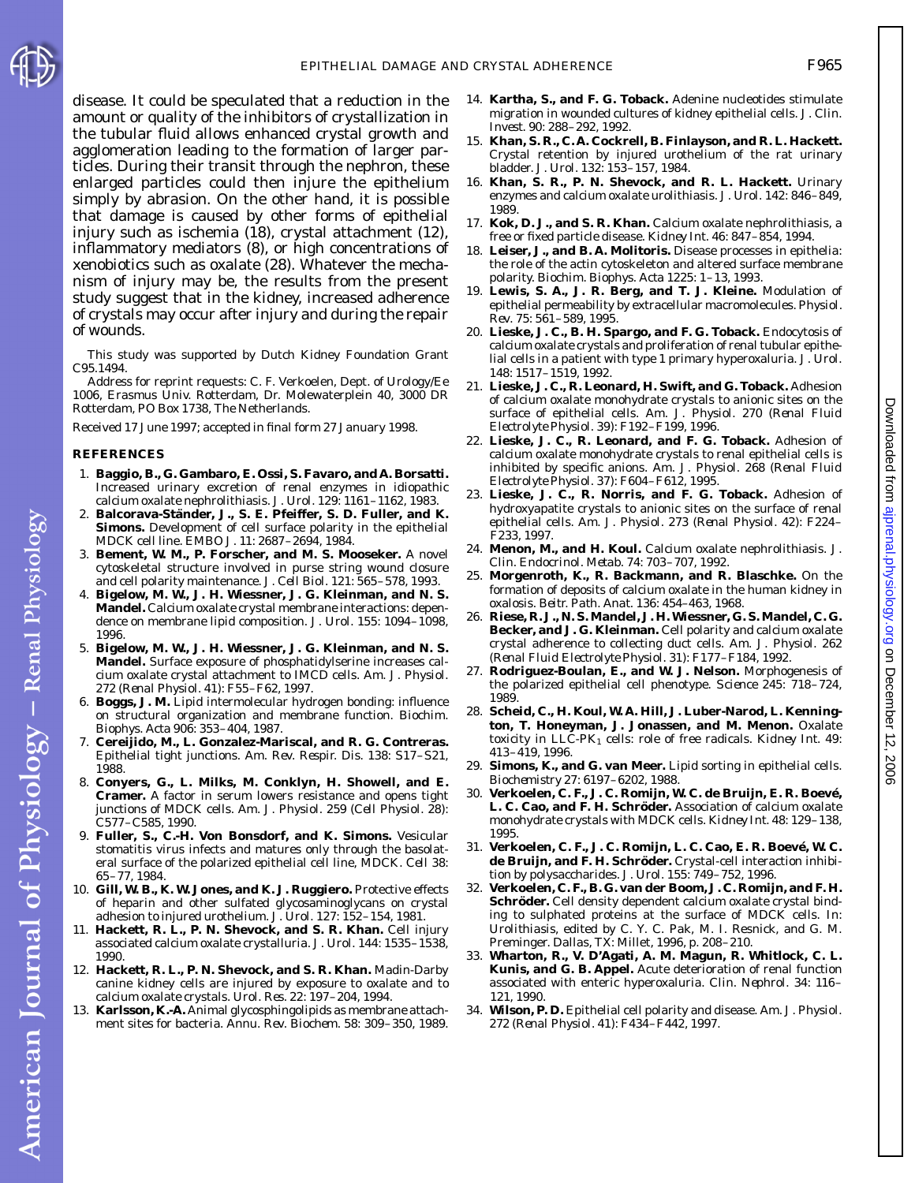disease. It could be speculated that a reduction in the amount or quality of the inhibitors of crystallization in the tubular fluid allows enhanced crystal growth and agglomeration leading to the formation of larger particles. During their transit through the nephron, these enlarged particles could then injure the epithelium simply by abrasion. On the other hand, it is possible that damage is caused by other forms of epithelial injury such as ischemia (18), crystal attachment (12), inflammatory mediators (8), or high concentrations of xenobiotics such as oxalate (28). Whatever the mechanism of injury may be, the results from the present study suggest that in the kidney, increased adherence of crystals may occur after injury and during the repair of wounds.

This study was supported by Dutch Kidney Foundation Grant C95.1494.

Address for reprint requests: C. F. Verkoelen, Dept. of Urology/Ee 1006, Erasmus Univ. Rotterdam, Dr. Molewaterplein 40, 3000 DR Rotterdam, PO Box 1738, The Netherlands.

Received 17 June 1997; accepted in final form 27 January 1998.

## REFERENCES

1. **Baggio, B., G. Gambaro, E. Ossi, S. Favaro, and A. Borsatti.** Increased urinary excretion of renal enzymes in idiopathic calcium oxalate nephrolithiasis. *J. Urol.* 129: 1161–1162, 1983.
2. **Balcorava-Ständer, J., S. E. Pfeiffer, S. D. Fuller, and K. Simons.** Development of cell surface polarity in the epithelial MDCK cell line. *EMBO J.* 11: 2687–2694, 1984.
3. **Bement, W. M., P. Forscher, and M. S. Mooseker.** A novel cytoskeletal structure involved in purse string wound closure and cell polarity maintenance. *J. Cell Biol.* 121: 565–578, 1993.
4. **Bigelow, M. W., J. H. Wiessner, J. G. Kleinman, and N. S. Mandel.** Calcium oxalate crystal membrane interactions: dependence on membrane lipid composition. *J. Urol.* 155: 1094–1098, 1996.
5. **Bigelow, M. W., J. H. Wiessner, J. G. Kleinman, and N. S. Mandel.** Surface exposure of phosphatidylserine increases calcium oxalate crystal attachment to IMCD cells. *Am. J. Physiol.* 272 (*Renal Physiol.* 41): F55–F62, 1997.
6. **Boggs, J. M.** Lipid intermolecular hydrogen bonding: influence on structural organization and membrane function. *Biochim. Biophys. Acta* 906: 353–404, 1987.
7. **Cereijido, M., L. Gonzalez-Mariscal, and R. G. Contreras.** Epithelial tight junctions. *Am. Rev. Respir. Dis.* 138: S17–S21, 1988.
8. **Conyers, G., L. Milks, M. Conklyn, H. Showell, and E. Cramer.** A factor in serum lowers resistance and opens tight junctions of MDCK cells. *Am. J. Physiol.* 259 (*Cell Physiol.* 28): C577–C585, 1990.
9. **Fuller, S., C.-H. Von Bonsdorf, and K. Simons.** Vesicular stomatitis virus infects and matures only through the basolateral surface of the polarized epithelial cell line, MDCK. *Cell* 38: 65–77, 1984.
10. **Gill, W. B., K. W. Jones, and K. J. Ruggiero.** Protective effects of heparin and other sulfated glycosaminoglycans on crystal adhesion to injured urothelium. *J. Urol.* 127: 152–154, 1981.
11. **Hackett, R. L., P. N. Shevock, and S. R. Khan.** Cell injury associated calcium oxalate crystalluria. *J. Urol.* 144: 1535–1538, 1990.
12. **Hackett, R. L., P. N. Shevock, and S. R. Khan.** Madin-Darby canine kidney cells are injured by exposure to oxalate and to calcium oxalate crystals. *Urol. Res.* 22: 197–204, 1994.
13. **Karlsson, K.-A.** Animal glycosphingolipids as membrane attachment sites for bacteria. *Annu. Rev. Biochem.* 58: 309–350, 1989.
14. **Kartha, S., and F. G. Toback.** Adenine nucleotides stimulate migration in wounded cultures of kidney epithelial cells. *J. Clin. Invest.* 90: 288–292, 1992.
15. **Khan, S. R., C. A. Cockrell, B. Finlayson, and R. L. Hackett.** Crystal retention by injured urothelium of the rat urinary bladder. *J. Urol.* 132: 153–157, 1984.
16. **Khan, S. R., P. N. Shevock, and R. L. Hackett.** Urinary enzymes and calcium oxalate urolithiasis. *J. Urol.* 142: 846–849, 1989.
17. **Kok, D. J., and S. R. Khan.** Calcium oxalate nephrolithiasis, a free or fixed particle disease. *Kidney Int.* 46: 847–854, 1994.
18. **Leiser, J., and B. A. Molitoris.** Disease processes in epithelia: the role of the actin cytoskeleton and altered surface membrane polarity. *Biochim. Biophys. Acta* 1225: 1–13, 1993.
19. **Lewis, S. A., J. R. Berg, and T. J. Kleine.** Modulation of epithelial permeability by extracellular macromolecules. *Physiol. Rev.* 75: 561–589, 1995.
20. **Lieske, J. C., B. H. Spargo, and F. G. Toback.** Endocytosis of calcium oxalate crystals and proliferation of renal tubular epithelial cells in a patient with type 1 primary hyperoxaluria. *J. Urol.* 148: 1517–1519, 1992.
21. **Lieske, J. C., R. Leonard, H. Swift, and G. Toback.** Adhesion of calcium oxalate monohydrate crystals to anionic sites on the surface of epithelial cells. *Am. J. Physiol.* 270 (*Renal Fluid Electrolyte Physiol.* 39): F192–F199, 1996.
22. **Lieske, J. C., R. Leonard, and F. G. Toback.** Adhesion of calcium oxalate monohydrate crystals to renal epithelial cells is inhibited by specific anions. *Am. J. Physiol.* 268 (*Renal Fluid Electrolyte Physiol.* 37): F604–F612, 1995.
23. **Lieske, J. C., R. Norris, and F. G. Toback.** Adhesion of hydroxyapatite crystals to anionic sites on the surface of renal epithelial cells. *Am. J. Physiol.* 273 (*Renal Physiol.* 42): F224–F233, 1997.
24. **Menon, M., and H. Koul.** Calcium oxalate nephrolithiasis. *J. Clin. Endocrinol. Metab.* 74: 703–707, 1992.
25. **Morgenroth, K., R. Backmann, and R. Blaschke.** On the formation of deposits of calcium oxalate in the human kidney in oxalosis. *Beitr. Path. Anat.* 136: 454–463, 1968.
26. **Riese, R. J., N. S. Mandel, J. H. Wiessner, G. S. Mandel, C. G. Becker, and J. G. Kleinman.** Cell polarity and calcium oxalate crystal adherence to collecting duct cells. *Am. J. Physiol.* 262 (*Renal Fluid Electrolyte Physiol.* 31): F177–F184, 1992.
27. **Rodriguez-Boulan, E., and W. J. Nelson.** Morphogenesis of the polarized epithelial cell phenotype. *Science* 245: 718–724, 1989.
28. **Scheid, C., H. Koul, W. A. Hill, J. Luber-Narod, L. Kennington, T. Honeyman, J. Jonassen, and M. Menon.** Oxalate toxicity in LLC-$PK_1$ cells: role of free radicals. *Kidney Int.* 49: 413–419, 1996.
29. **Simons, K., and G. van Meer.** Lipid sorting in epithelial cells. *Biochemistry* 27: 6197–6202, 1988.
30. **Verkoelen, C. F., J. C. Romijn, W. C. de Bruijn, E. R. Boevé, L. C. Cao, and F. H. Schröder.** Association of calcium oxalate monohydrate crystals with MDCK cells. *Kidney Int.* 48: 129–138, 1995.
31. **Verkoelen, C. F., J. C. Romijn, L. C. Cao, E. R. Boevé, W. C. de Bruijn, and F. H. Schröder.** Crystal-cell interaction inhibition by polysaccharides. *J. Urol.* 155: 749–752, 1996.
32. **Verkoelen, C. F., B. G. van der Boom, J. C. Romijn, and F. H. Schröder.** Cell density dependent calcium oxalate crystal binding to sulphated proteins at the surface of MDCK cells. In: *Urolithiasis*, edited by C. Y. C. Pak, M. I. Resnick, and G. M. Preminger. Dallas, TX: Millet, 1996, p. 208–210.
33. **Wharton, R., V. D'Agati, A. M. Magun, R. Whitlock, C. L. Kunis, and G. B. Appel.** Acute deterioration of renal function associated with enteric hyperoxaluria. *Clin. Nephrol.* 34: 116–121, 1990.
34. **Wilson, P. D.** Epithelial cell polarity and disease. *Am. J. Physiol.* 272 (*Renal Physiol.* 41): F434–F442, 1997.